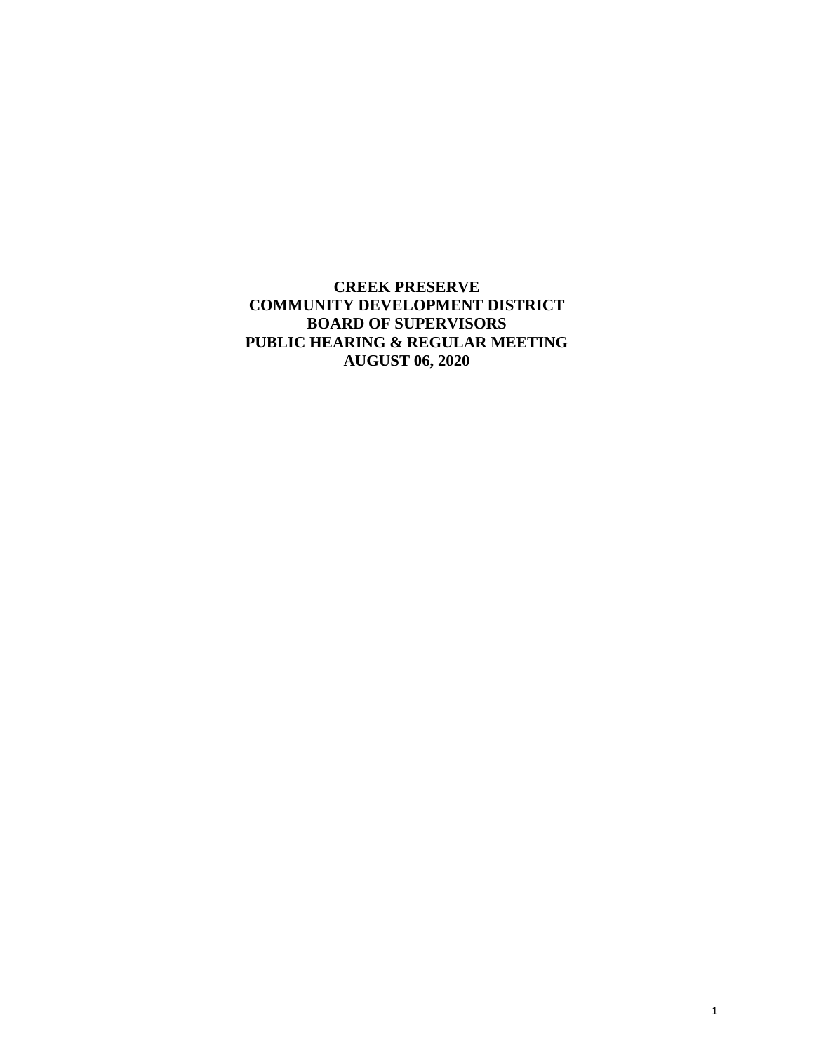**CREEK PRESERVE**
**COMMUNITY DEVELOPMENT DISTRICT**
**BOARD OF SUPERVISORS**
**PUBLIC HEARING & REGULAR MEETING**
**AUGUST 06, 2020**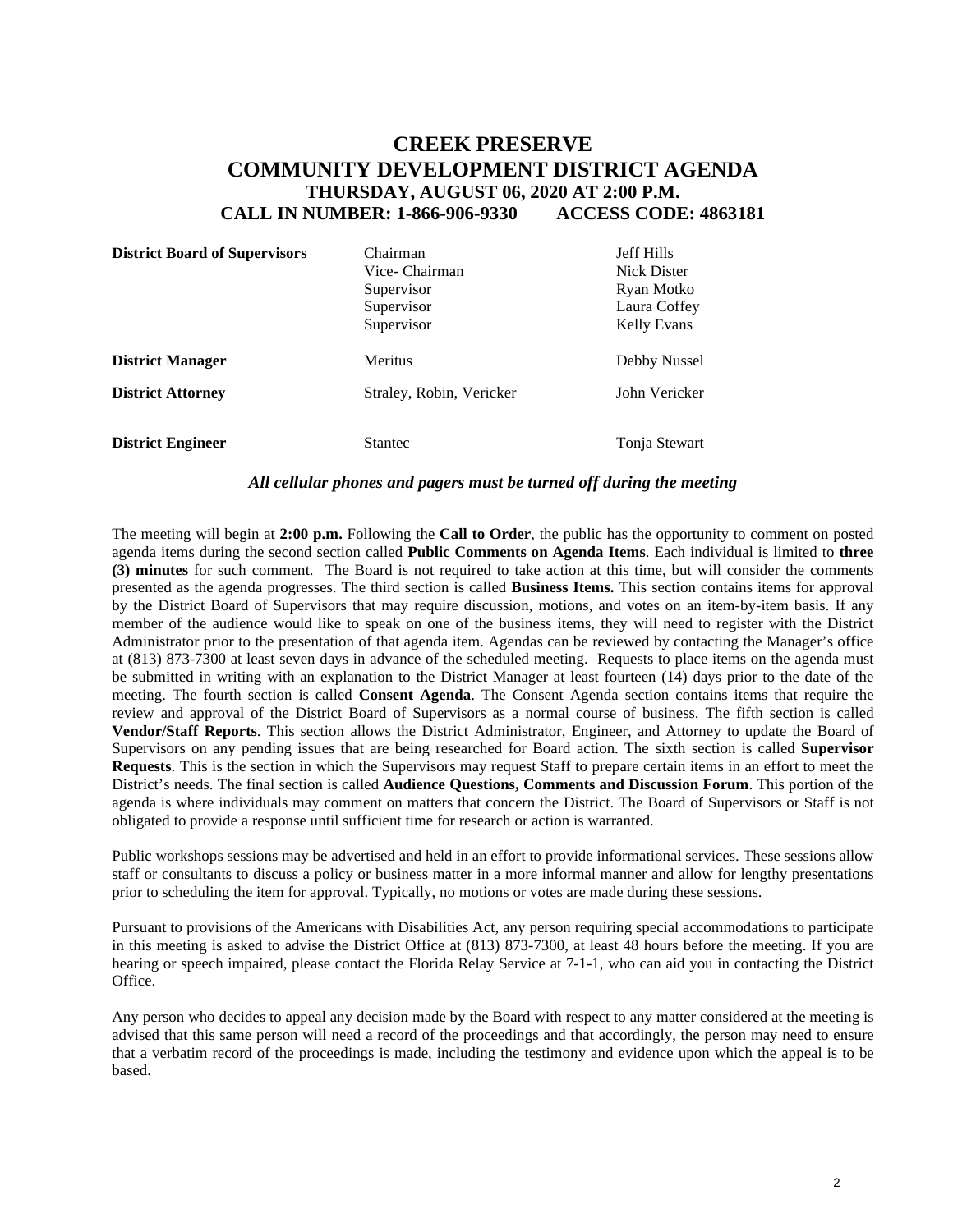# CREEK PRESERVE
# COMMUNITY DEVELOPMENT DISTRICT AGENDA
### THURSDAY, AUGUST 06, 2020 AT 2:00 P.M.
### CALL IN NUMBER: 1-866-906-9330 ACCESS CODE: 4863181

| | | |
|---|---|---|
| **District Board of Supervisors** | Chairman | Jeff Hills |
| | Vice- Chairman | Nick Dister |
| | Supervisor | Ryan Motko |
| | Supervisor | Laura Coffey |
| | Supervisor | Kelly Evans |
| **District Manager** | Meritus | Debby Nussel |
| **District Attorney** | Straley, Robin, Vericker | John Vericker |
| **District Engineer** | Stantec | Tonja Stewart |

***All cellular phones and pagers must be turned off during the meeting***

The meeting will begin at **2:00 p.m.** Following the **Call to Order**, the public has the opportunity to comment on posted agenda items during the second section called **Public Comments on Agenda Items**. Each individual is limited to **three (3) minutes** for such comment. The Board is not required to take action at this time, but will consider the comments presented as the agenda progresses. The third section is called **Business Items.** This section contains items for approval by the District Board of Supervisors that may require discussion, motions, and votes on an item-by-item basis. If any member of the audience would like to speak on one of the business items, they will need to register with the District Administrator prior to the presentation of that agenda item. Agendas can be reviewed by contacting the Manager's office at (813) 873-7300 at least seven days in advance of the scheduled meeting. Requests to place items on the agenda must be submitted in writing with an explanation to the District Manager at least fourteen (14) days prior to the date of the meeting. The fourth section is called **Consent Agenda**. The Consent Agenda section contains items that require the review and approval of the District Board of Supervisors as a normal course of business. The fifth section is called **Vendor/Staff Reports**. This section allows the District Administrator, Engineer, and Attorney to update the Board of Supervisors on any pending issues that are being researched for Board action. The sixth section is called **Supervisor Requests**. This is the section in which the Supervisors may request Staff to prepare certain items in an effort to meet the District's needs. The final section is called **Audience Questions, Comments and Discussion Forum**. This portion of the agenda is where individuals may comment on matters that concern the District. The Board of Supervisors or Staff is not obligated to provide a response until sufficient time for research or action is warranted.

Public workshops sessions may be advertised and held in an effort to provide informational services. These sessions allow staff or consultants to discuss a policy or business matter in a more informal manner and allow for lengthy presentations prior to scheduling the item for approval. Typically, no motions or votes are made during these sessions.

Pursuant to provisions of the Americans with Disabilities Act, any person requiring special accommodations to participate in this meeting is asked to advise the District Office at (813) 873-7300, at least 48 hours before the meeting. If you are hearing or speech impaired, please contact the Florida Relay Service at 7-1-1, who can aid you in contacting the District Office.

Any person who decides to appeal any decision made by the Board with respect to any matter considered at the meeting is advised that this same person will need a record of the proceedings and that accordingly, the person may need to ensure that a verbatim record of the proceedings is made, including the testimony and evidence upon which the appeal is to be based.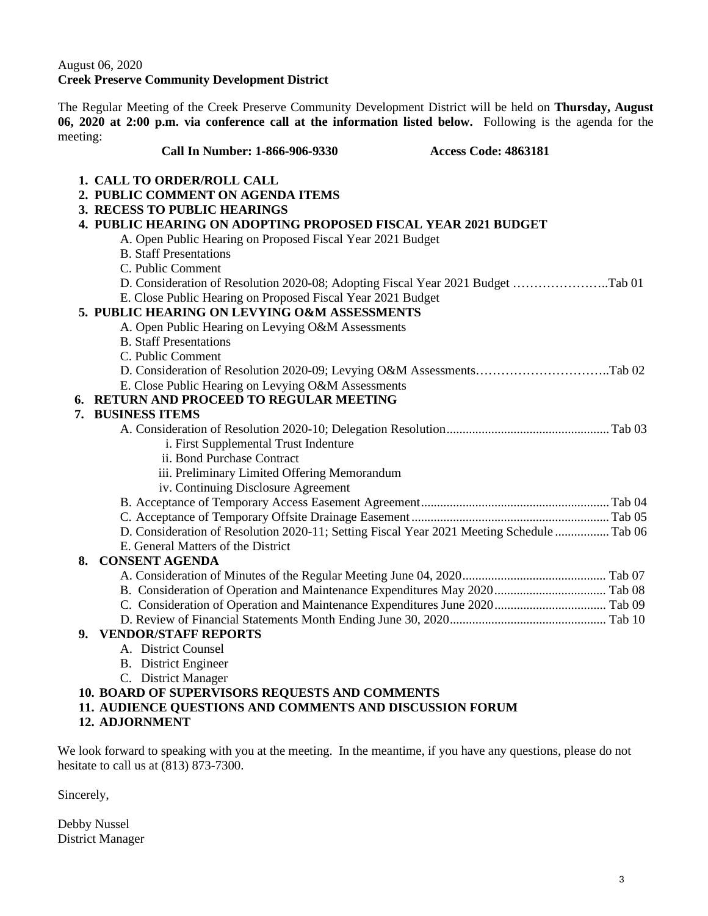August 06, 2020
**Creek Preserve Community Development District**

The Regular Meeting of the Creek Preserve Community Development District will be held on **Thursday, August 06, 2020 at 2:00 p.m. via conference call at the information listed below.** Following is the agenda for the meeting:

**Call In Number: 1-866-906-9330 Access Code: 4863181**

1. **CALL TO ORDER/ROLL CALL**
2. **PUBLIC COMMENT ON AGENDA ITEMS**
3. **RECESS TO PUBLIC HEARINGS**
4. **PUBLIC HEARING ON ADOPTING PROPOSED FISCAL YEAR 2021 BUDGET**
   - A. Open Public Hearing on Proposed Fiscal Year 2021 Budget
   - B. Staff Presentations
   - C. Public Comment
   - D. Consideration of Resolution 2020-08; Adopting Fiscal Year 2021 Budget …………………..Tab 01
   - E. Close Public Hearing on Proposed Fiscal Year 2021 Budget
5. **PUBLIC HEARING ON LEVYING O&M ASSESSMENTS**
   - A. Open Public Hearing on Levying O&M Assessments
   - B. Staff Presentations
   - C. Public Comment
   - D. Consideration of Resolution 2020-09; Levying O&M Assessments…………………………..Tab 02
   - E. Close Public Hearing on Levying O&M Assessments
6. **RETURN AND PROCEED TO REGULAR MEETING**
7. **BUSINESS ITEMS**
   - A. Consideration of Resolution 2020-10; Delegation Resolution................................................. Tab 03
     - i. First Supplemental Trust Indenture
     - ii. Bond Purchase Contract
     - iii. Preliminary Limited Offering Memorandum
     - iv. Continuing Disclosure Agreement
   - B. Acceptance of Temporary Access Easement Agreement......................................................... Tab 04
   - C. Acceptance of Temporary Offsite Drainage Easement............................................................ Tab 05
   - D. Consideration of Resolution 2020-11; Setting Fiscal Year 2021 Meeting Schedule ................ Tab 06
   - E. General Matters of the District
8. **CONSENT AGENDA**
   - A. Consideration of Minutes of the Regular Meeting June 04, 2020............................................ Tab 07
   - B. Consideration of Operation and Maintenance Expenditures May 2020.................................. Tab 08
   - C. Consideration of Operation and Maintenance Expenditures June 2020.................................. Tab 09
   - D. Review of Financial Statements Month Ending June 30, 2020................................................ Tab 10
9. **VENDOR/STAFF REPORTS**
   - A. District Counsel
   - B. District Engineer
   - C. District Manager
10. **BOARD OF SUPERVISORS REQUESTS AND COMMENTS**
11. **AUDIENCE QUESTIONS AND COMMENTS AND DISCUSSION FORUM**
12. **ADJOURNMENT**

We look forward to speaking with you at the meeting. In the meantime, if you have any questions, please do not hesitate to call us at (813) 873-7300.

Sincerely,

Debby Nussel
District Manager